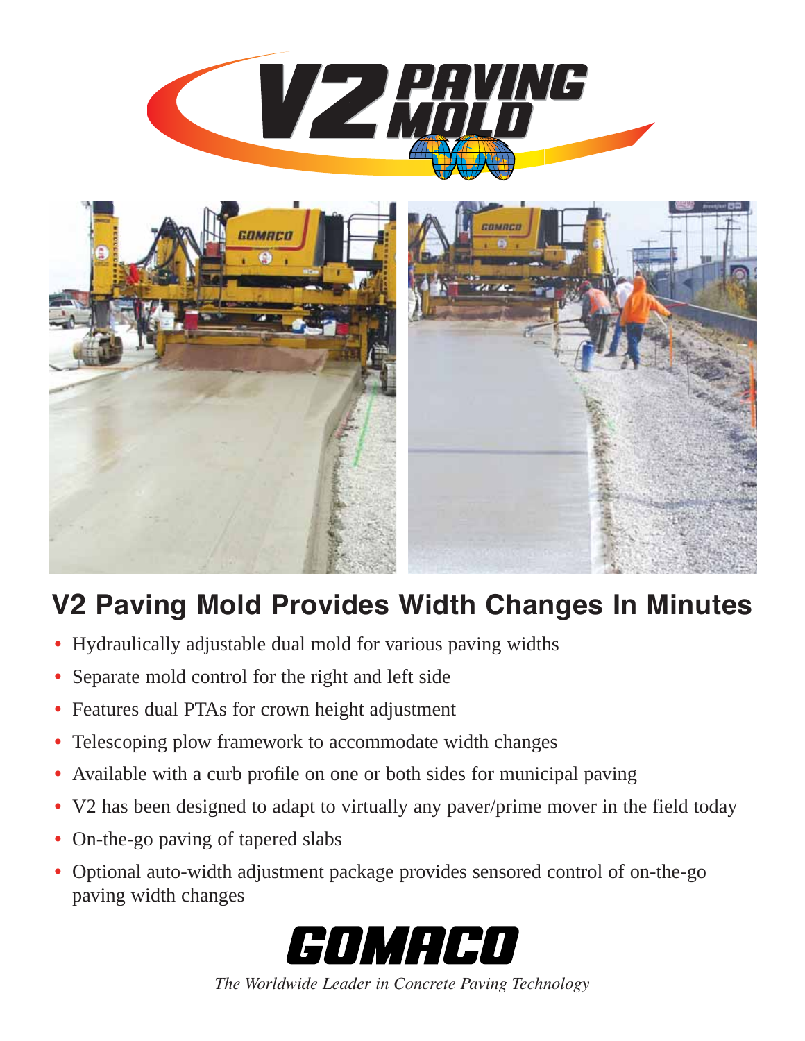# V2 PAVING MOLD

## V2 Paving Mold Provides Width Changes In Minutes

- Hydraulically adjustable dual mold for various paving widths
- Separate mold control for the right and left side
- Features dual PTAs for crown height adjustment
- Telescoping plow framework to accommodate width changes
- Available with a curb profile on one or both sides for municipal paving
- V2 has been designed to adapt to virtually any paver/prime mover in the field today
- On-the-go paving of tapered slabs
- Optional auto-width adjustment package provides sensored control of on-the-go paving width changes

**GOMACO**

*The Worldwide Leader in Concrete Paving Technology*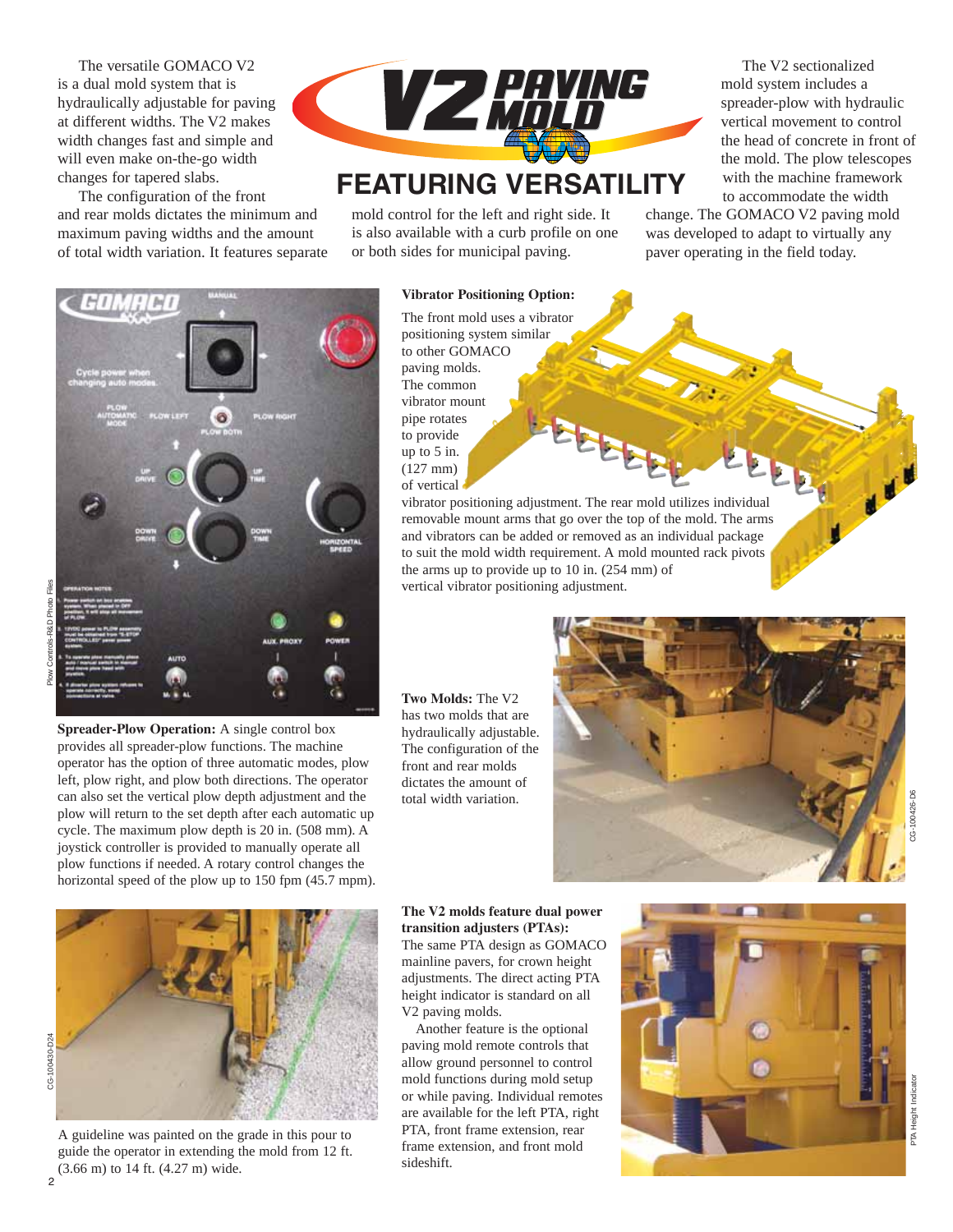# V2 PAVING MOLD

## FEATURING VERSATILITY

The versatile GOMACO V2 is a dual mold system that is hydraulically adjustable for paving at different widths. The V2 makes width changes fast and simple and will even make on-the-go width changes for tapered slabs.

The configuration of the front and rear molds dictates the minimum and maximum paving widths and the amount of total width variation. It features separate mold control for the left and right side. It is also available with a curb profile on one or both sides for municipal paving.

The V2 sectionalized mold system includes a spreader-plow with hydraulic vertical movement to control the head of concrete in front of the mold. The plow telescopes with the machine framework to accommodate the width change. The GOMACO V2 paving mold was developed to adapt to virtually any paver operating in the field today.

**Spreader-Plow Operation:** A single control box provides all spreader-plow functions. The machine operator has the option of three automatic modes, plow left, plow right, and plow both directions. The operator can also set the vertical plow depth adjustment and the plow will return to the set depth after each automatic up cycle. The maximum plow depth is 20 in. (508 mm). A joystick controller is provided to manually operate all plow functions if needed. A rotary control changes the horizontal speed of the plow up to 150 fpm (45.7 mpm).

A guideline was painted on the grade in this pour to guide the operator in extending the mold from 12 ft. (3.66 m) to 14 ft. (4.27 m) wide.

**Vibrator Positioning Option:** The front mold uses a vibrator positioning system similar to other GOMACO paving molds. The common vibrator mount pipe rotates to provide up to 5 in. (127 mm) of vertical vibrator positioning adjustment. The rear mold utilizes individual removable mount arms that go over the top of the mold. The arms and vibrators can be added or removed as an individual package to suit the mold width requirement. A mold mounted rack pivots the arms up to provide up to 10 in. (254 mm) of vertical vibrator positioning adjustment.

**Two Molds:** The V2 has two molds that are hydraulically adjustable. The configuration of the front and rear molds dictates the amount of total width variation.

**The V2 molds feature dual power transition adjusters (PTAs):** The same PTA design as GOMACO mainline pavers, for crown height adjustments. The direct acting PTA height indicator is standard on all V2 paving molds.

Another feature is the optional paving mold remote controls that allow ground personnel to control mold functions during mold setup or while paving. Individual remotes are available for the left PTA, right PTA, front frame extension, rear frame extension, and front mold sideshift.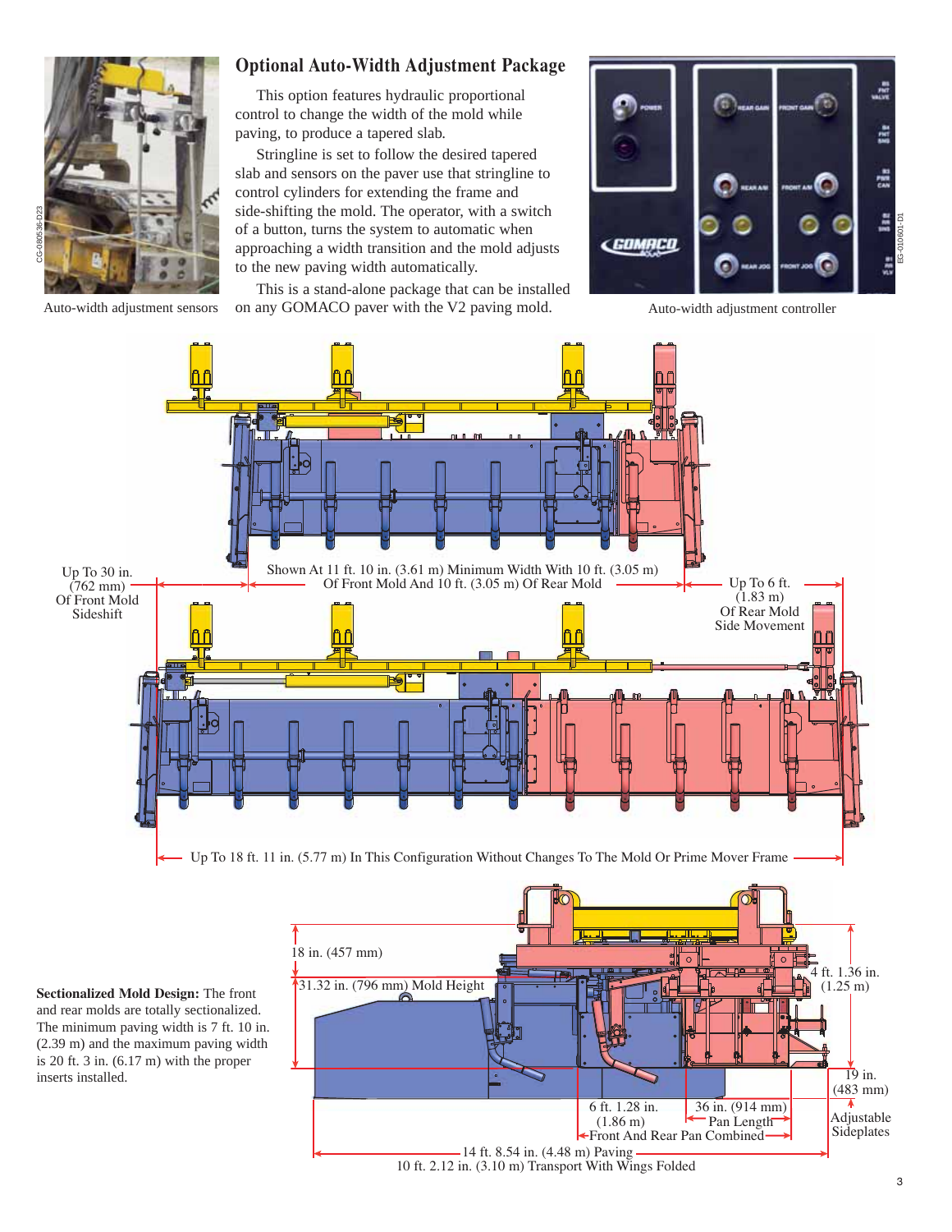## Optional Auto-Width Adjustment Package

This option features hydraulic proportional control to change the width of the mold while paving, to produce a tapered slab.

Stringline is set to follow the desired tapered slab and sensors on the paver use that stringline to control cylinders for extending the frame and side-shifting the mold. The operator, with a switch of a button, turns the system to automatic when approaching a width transition and the mold adjusts to the new paving width automatically.

This is a stand-alone package that can be installed on any GOMACO paver with the V2 paving mold.

Auto-width adjustment sensors

Auto-width adjustment controller

Shown At 11 ft. 10 in. (3.61 m) Minimum Width With 10 ft. (3.05 m) Of Front Mold And 10 ft. (3.05 m) Of Rear Mold

Up To 30 in. (762 mm) Of Front Mold Sideshift

Up To 6 ft. (1.83 m) Of Rear Mold Side Movement

Up To 18 ft. 11 in. (5.77 m) In This Configuration Without Changes To The Mold Or Prime Mover Frame

**Sectionalized Mold Design:** The front and rear molds are totally sectionalized. The minimum paving width is 7 ft. 10 in. (2.39 m) and the maximum paving width is 20 ft. 3 in. (6.17 m) with the proper inserts installed.

18 in. (457 mm)

31.32 in. (796 mm) Mold Height

4 ft. 1.36 in. (1.25 m)

19 in. (483 mm)

Adjustable Sideplates

6 ft. 1.28 in. (1.86 m) Front And Rear Pan Combined

36 in. (914 mm) Pan Length

14 ft. 8.54 in. (4.48 m) Paving

10 ft. 2.12 in. (3.10 m) Transport With Wings Folded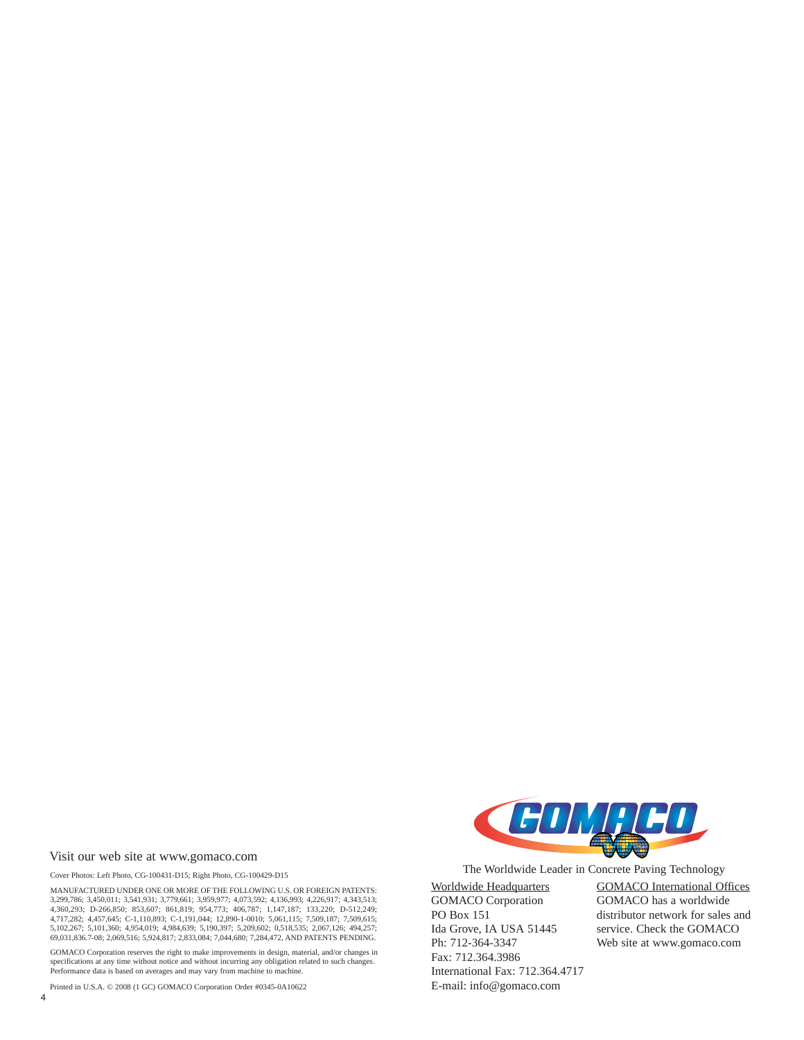Visit our web site at www.gomaco.com

Cover Photos: Left Photo, CG-100431-D15; Right Photo, CG-100429-D15

MANUFACTURED UNDER ONE OR MORE OF THE FOLLOWING U.S. OR FOREIGN PATENTS: 3,299,786; 3,450,011; 3,541,931; 3,779,661; 3,959,977; 4,073,592; 4,136,993; 4,226,917; 4,343,513; 4,360,293; D-266,850; 853,607; 861,819; 954,773; 406,787; 1,147,187; 133,220; D-512,249; 4,717,282; 4,457,645; C-1,110,893; C-1,191,044; 12,890-1-0010; 5,061,115; 7,509,187; 7,509,615; 5,102,267; 5,101,360; 4,954,019; 4,984,639; 5,190,397; 5,209,602; 0,518,535; 2,067,126; 494,257; 69,031,836.7-08; 2,069,516; 5,924,817; 2,833,084; 7,044,680; 7,284,472, AND PATENTS PENDING.

GOMACO Corporation reserves the right to make improvements in design, material, and/or changes in specifications at any time without notice and without incurring any obligation related to such changes. Performance data is based on averages and may vary from machine to machine.

Printed in U.S.A. © 2008 (1 GC) GOMACO Corporation Order #0345-0A10622

GOMACO

The Worldwide Leader in Concrete Paving Technology

Worldwide Headquarters
GOMACO Corporation
PO Box 151
Ida Grove, IA USA 51445
Ph: 712-364-3347
Fax: 712.364.3986
International Fax: 712.364.4717
E-mail: info@gomaco.com

GOMACO International Offices
GOMACO has a worldwide distributor network for sales and service. Check the GOMACO Web site at www.gomaco.com